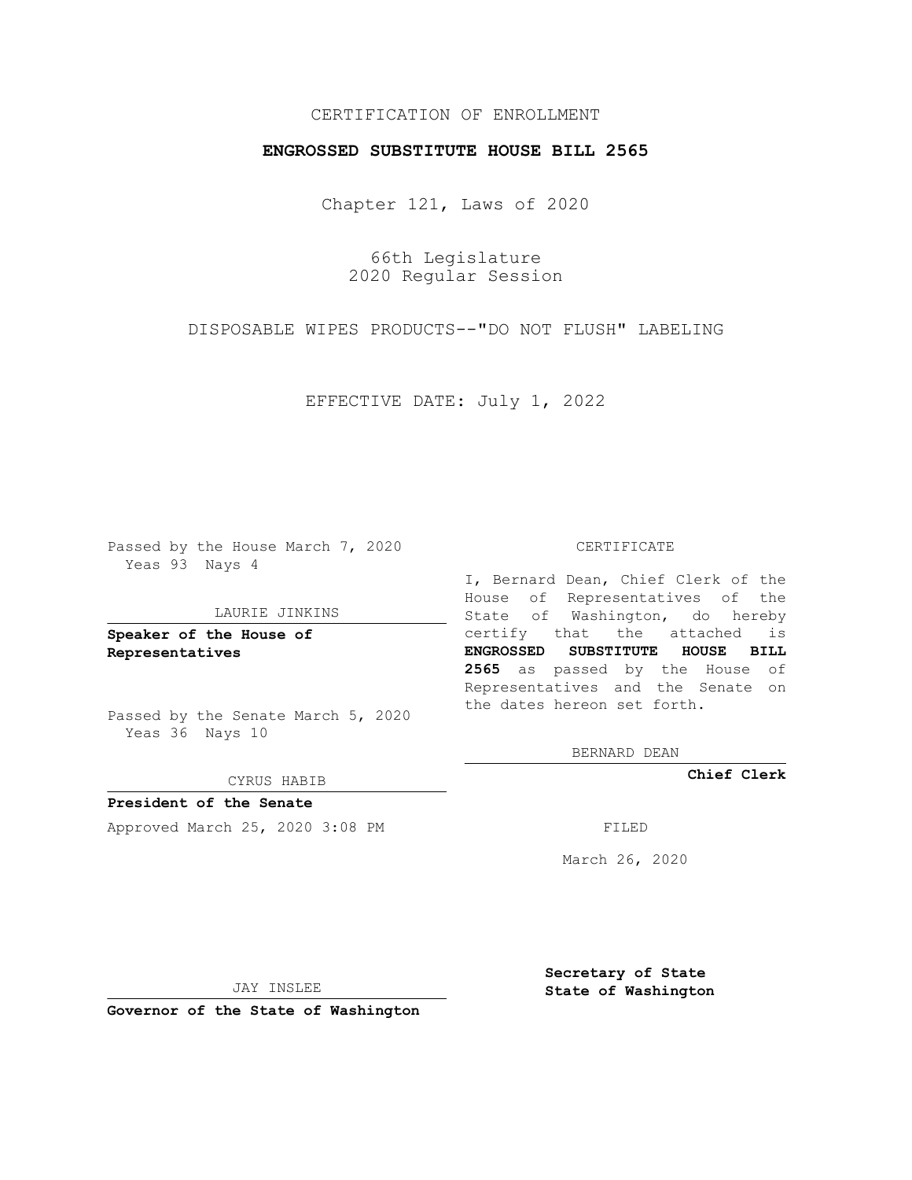CERTIFICATION OF ENROLLMENT

**ENGROSSED SUBSTITUTE HOUSE BILL 2565**

Chapter 121, Laws of 2020

66th Legislature
2020 Regular Session

DISPOSABLE WIPES PRODUCTS--"DO NOT FLUSH" LABELING

EFFECTIVE DATE: July 1, 2022

Passed by the House March 7, 2020
Yeas 93 Nays 4

LAURIE JINKINS

**Speaker of the House of Representatives**

Passed by the Senate March 5, 2020
Yeas 36 Nays 10

CYRUS HABIB

**President of the Senate**

Approved March 25, 2020 3:08 PM

JAY INSLEE

**Governor of the State of Washington**

CERTIFICATE

I, Bernard Dean, Chief Clerk of the House of Representatives of the State of Washington, do hereby certify that the attached is **ENGROSSED SUBSTITUTE HOUSE BILL 2565** as passed by the House of Representatives and the Senate on the dates hereon set forth.

BERNARD DEAN

**Chief Clerk**

FILED

March 26, 2020

**Secretary of State**
**State of Washington**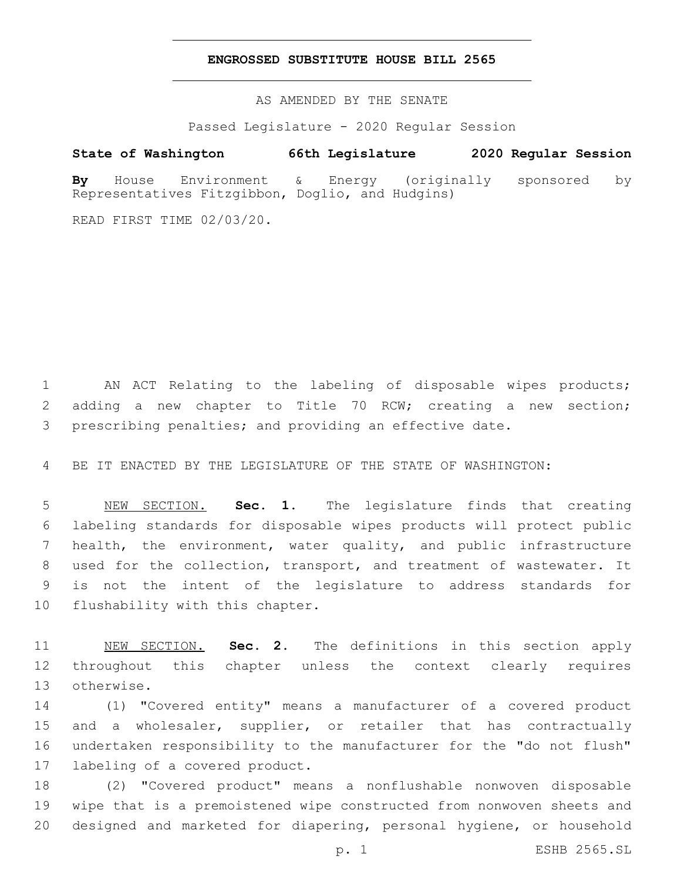# ENGROSSED SUBSTITUTE HOUSE BILL 2565

AS AMENDED BY THE SENATE

Passed Legislature - 2020 Regular Session

**State of Washington 66th Legislature 2020 Regular Session**

**By** House Environment & Energy (originally sponsored by Representatives Fitzgibbon, Doglio, and Hudgins)

READ FIRST TIME 02/03/20.

AN ACT Relating to the labeling of disposable wipes products; adding a new chapter to Title 70 RCW; creating a new section; prescribing penalties; and providing an effective date.

BE IT ENACTED BY THE LEGISLATURE OF THE STATE OF WASHINGTON:

NEW SECTION. **Sec. 1.** The legislature finds that creating labeling standards for disposable wipes products will protect public health, the environment, water quality, and public infrastructure used for the collection, transport, and treatment of wastewater. It is not the intent of the legislature to address standards for flushability with this chapter.

NEW SECTION. **Sec. 2.** The definitions in this section apply throughout this chapter unless the context clearly requires otherwise.

(1) "Covered entity" means a manufacturer of a covered product and a wholesaler, supplier, or retailer that has contractually undertaken responsibility to the manufacturer for the "do not flush" labeling of a covered product.

(2) "Covered product" means a nonflushable nonwoven disposable wipe that is a premoistened wipe constructed from nonwoven sheets and designed and marketed for diapering, personal hygiene, or household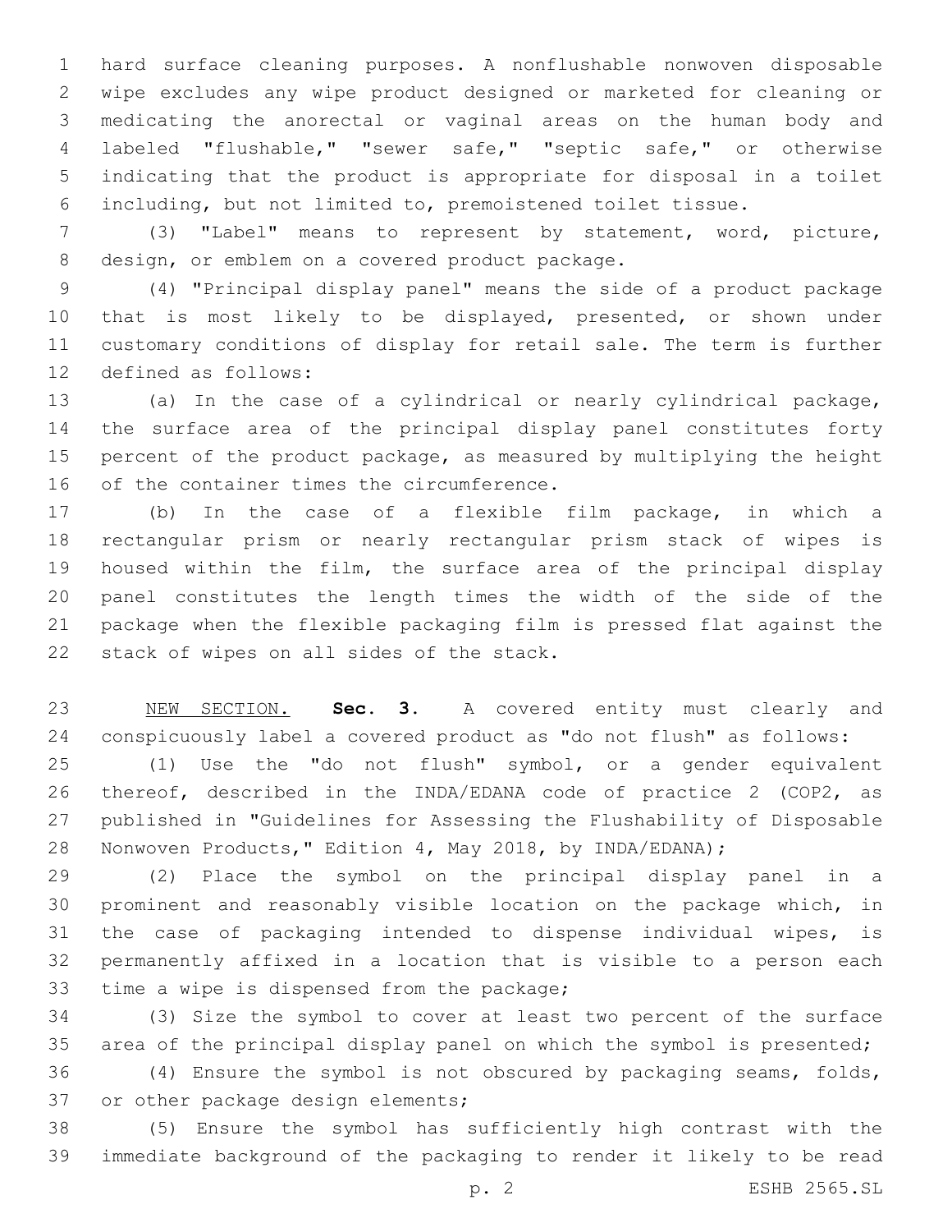hard surface cleaning purposes. A nonflushable nonwoven disposable wipe excludes any wipe product designed or marketed for cleaning or medicating the anorectal or vaginal areas on the human body and labeled "flushable," "sewer safe," "septic safe," or otherwise indicating that the product is appropriate for disposal in a toilet including, but not limited to, premoistened toilet tissue.

(3) "Label" means to represent by statement, word, picture, design, or emblem on a covered product package.

(4) "Principal display panel" means the side of a product package that is most likely to be displayed, presented, or shown under customary conditions of display for retail sale. The term is further defined as follows:

(a) In the case of a cylindrical or nearly cylindrical package, the surface area of the principal display panel constitutes forty percent of the product package, as measured by multiplying the height of the container times the circumference.

(b) In the case of a flexible film package, in which a rectangular prism or nearly rectangular prism stack of wipes is housed within the film, the surface area of the principal display panel constitutes the length times the width of the side of the package when the flexible packaging film is pressed flat against the stack of wipes on all sides of the stack.

NEW SECTION. **Sec. 3.** A covered entity must clearly and conspicuously label a covered product as "do not flush" as follows:

(1) Use the "do not flush" symbol, or a gender equivalent thereof, described in the INDA/EDANA code of practice 2 (COP2, as published in "Guidelines for Assessing the Flushability of Disposable Nonwoven Products," Edition 4, May 2018, by INDA/EDANA);

(2) Place the symbol on the principal display panel in a prominent and reasonably visible location on the package which, in the case of packaging intended to dispense individual wipes, is permanently affixed in a location that is visible to a person each time a wipe is dispensed from the package;

(3) Size the symbol to cover at least two percent of the surface area of the principal display panel on which the symbol is presented;

(4) Ensure the symbol is not obscured by packaging seams, folds, or other package design elements;

(5) Ensure the symbol has sufficiently high contrast with the immediate background of the packaging to render it likely to be read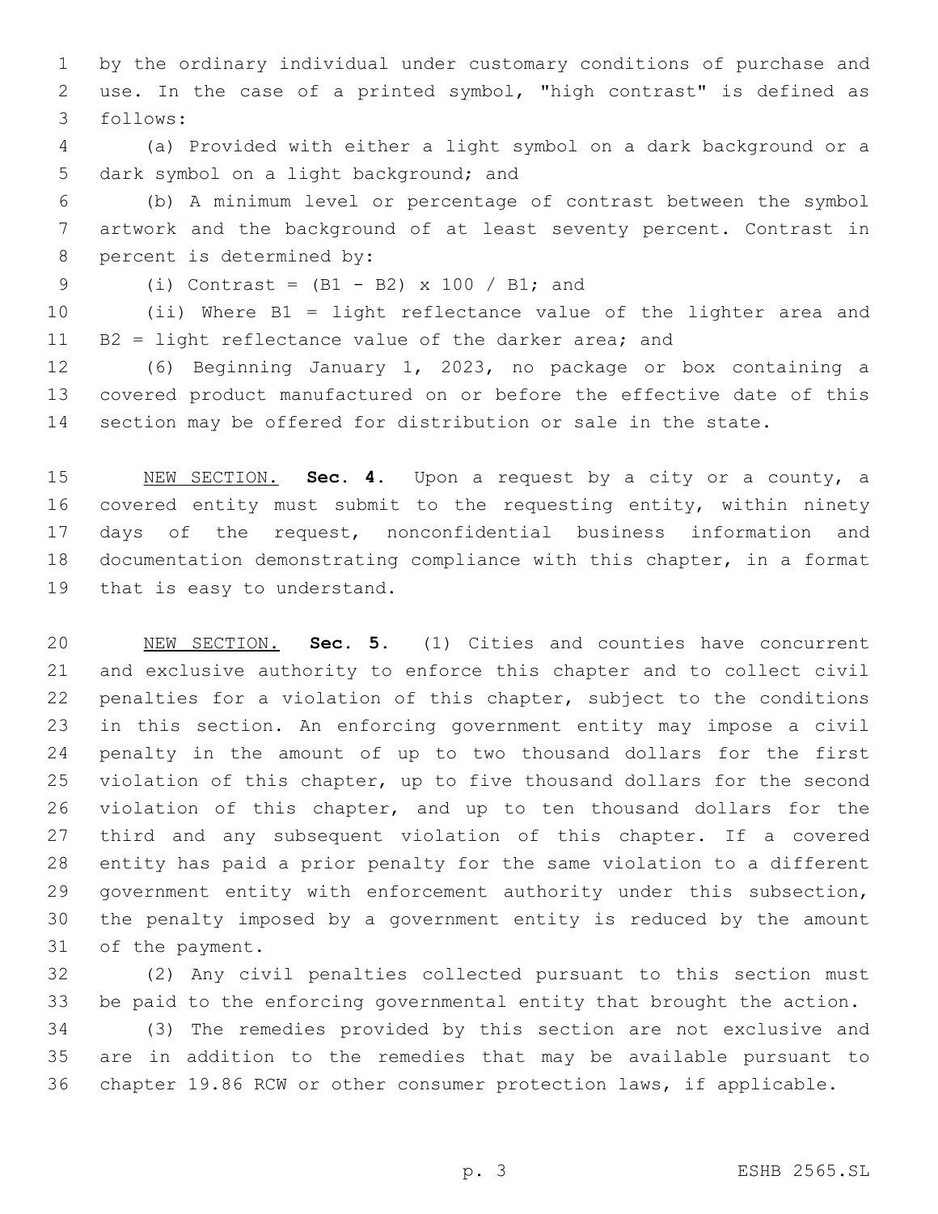by the ordinary individual under customary conditions of purchase and use. In the case of a printed symbol, "high contrast" is defined as follows:

(a) Provided with either a light symbol on a dark background or a dark symbol on a light background; and

(b) A minimum level or percentage of contrast between the symbol artwork and the background of at least seventy percent. Contrast in percent is determined by:

(i) Contrast = (B1 - B2) x 100 / B1; and

(ii) Where B1 = light reflectance value of the lighter area and B2 = light reflectance value of the darker area; and

(6) Beginning January 1, 2023, no package or box containing a covered product manufactured on or before the effective date of this section may be offered for distribution or sale in the state.

NEW SECTION. **Sec. 4.** Upon a request by a city or a county, a covered entity must submit to the requesting entity, within ninety days of the request, nonconfidential business information and documentation demonstrating compliance with this chapter, in a format that is easy to understand.

NEW SECTION. **Sec. 5.** (1) Cities and counties have concurrent and exclusive authority to enforce this chapter and to collect civil penalties for a violation of this chapter, subject to the conditions in this section. An enforcing government entity may impose a civil penalty in the amount of up to two thousand dollars for the first violation of this chapter, up to five thousand dollars for the second violation of this chapter, and up to ten thousand dollars for the third and any subsequent violation of this chapter. If a covered entity has paid a prior penalty for the same violation to a different government entity with enforcement authority under this subsection, the penalty imposed by a government entity is reduced by the amount of the payment.

(2) Any civil penalties collected pursuant to this section must be paid to the enforcing governmental entity that brought the action.

(3) The remedies provided by this section are not exclusive and are in addition to the remedies that may be available pursuant to chapter 19.86 RCW or other consumer protection laws, if applicable.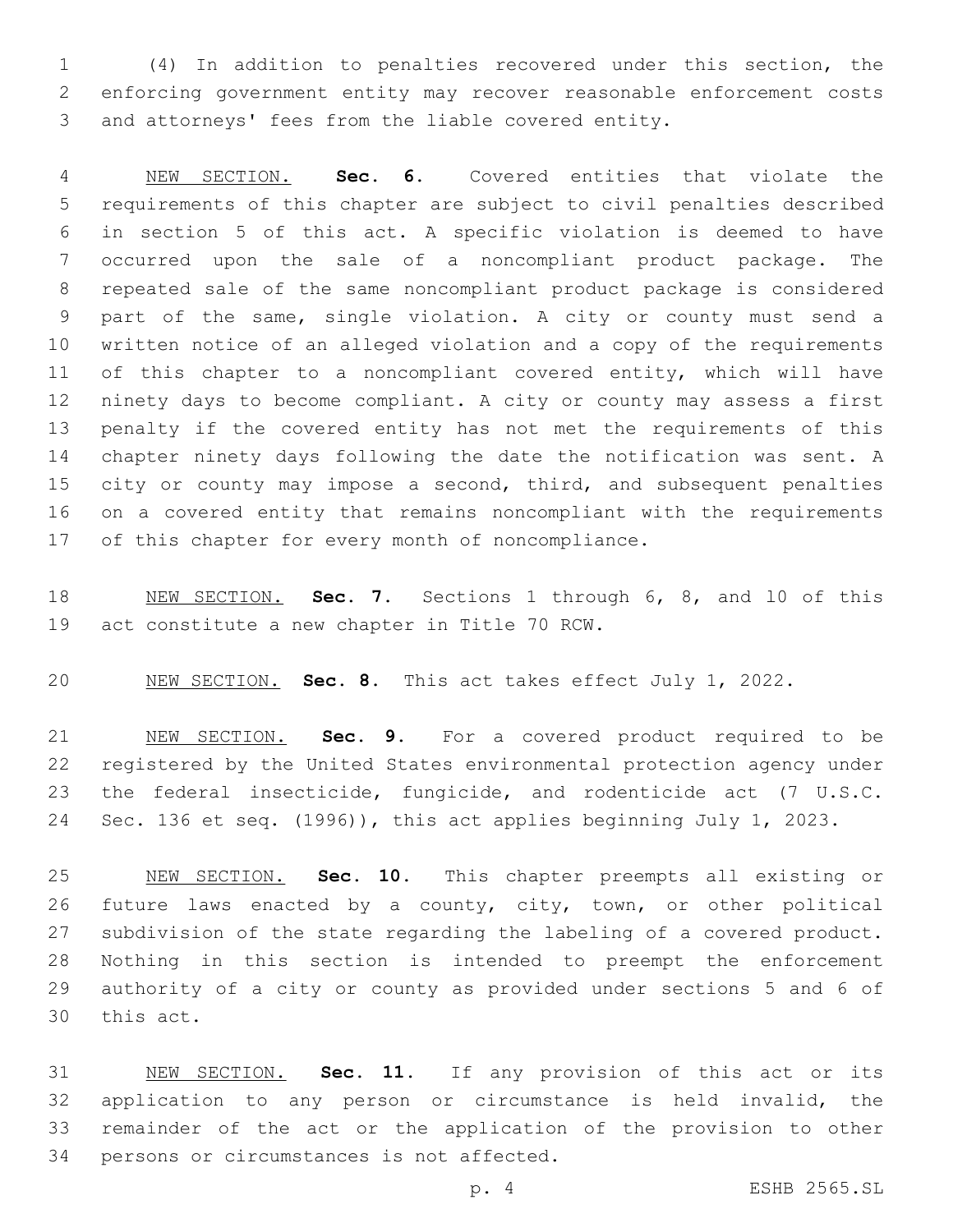(4) In addition to penalties recovered under this section, the enforcing government entity may recover reasonable enforcement costs and attorneys' fees from the liable covered entity.

NEW SECTION. **Sec. 6.** Covered entities that violate the requirements of this chapter are subject to civil penalties described in section 5 of this act. A specific violation is deemed to have occurred upon the sale of a noncompliant product package. The repeated sale of the same noncompliant product package is considered part of the same, single violation. A city or county must send a written notice of an alleged violation and a copy of the requirements of this chapter to a noncompliant covered entity, which will have ninety days to become compliant. A city or county may assess a first penalty if the covered entity has not met the requirements of this chapter ninety days following the date the notification was sent. A city or county may impose a second, third, and subsequent penalties on a covered entity that remains noncompliant with the requirements of this chapter for every month of noncompliance.

NEW SECTION. **Sec. 7.** Sections 1 through 6, 8, and 10 of this act constitute a new chapter in Title 70 RCW.

NEW SECTION. **Sec. 8.** This act takes effect July 1, 2022.

NEW SECTION. **Sec. 9.** For a covered product required to be registered by the United States environmental protection agency under the federal insecticide, fungicide, and rodenticide act (7 U.S.C. Sec. 136 et seq. (1996)), this act applies beginning July 1, 2023.

NEW SECTION. **Sec. 10.** This chapter preempts all existing or future laws enacted by a county, city, town, or other political subdivision of the state regarding the labeling of a covered product. Nothing in this section is intended to preempt the enforcement authority of a city or county as provided under sections 5 and 6 of this act.

NEW SECTION. **Sec. 11.** If any provision of this act or its application to any person or circumstance is held invalid, the remainder of the act or the application of the provision to other persons or circumstances is not affected.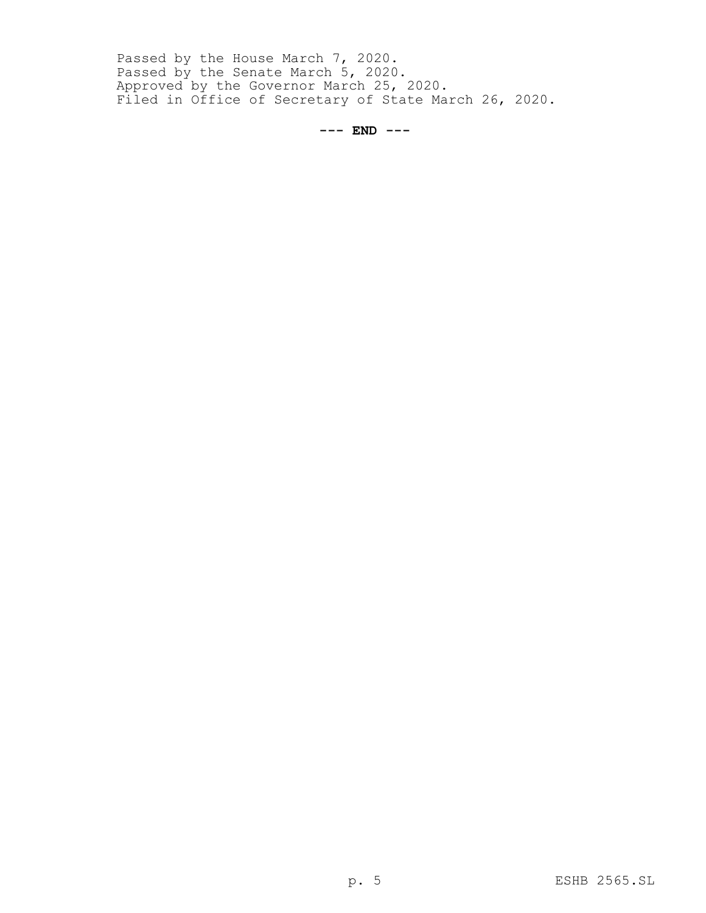Passed by the House March 7, 2020.
Passed by the Senate March 5, 2020.
Approved by the Governor March 25, 2020.
Filed in Office of Secretary of State March 26, 2020.

**--- END ---**